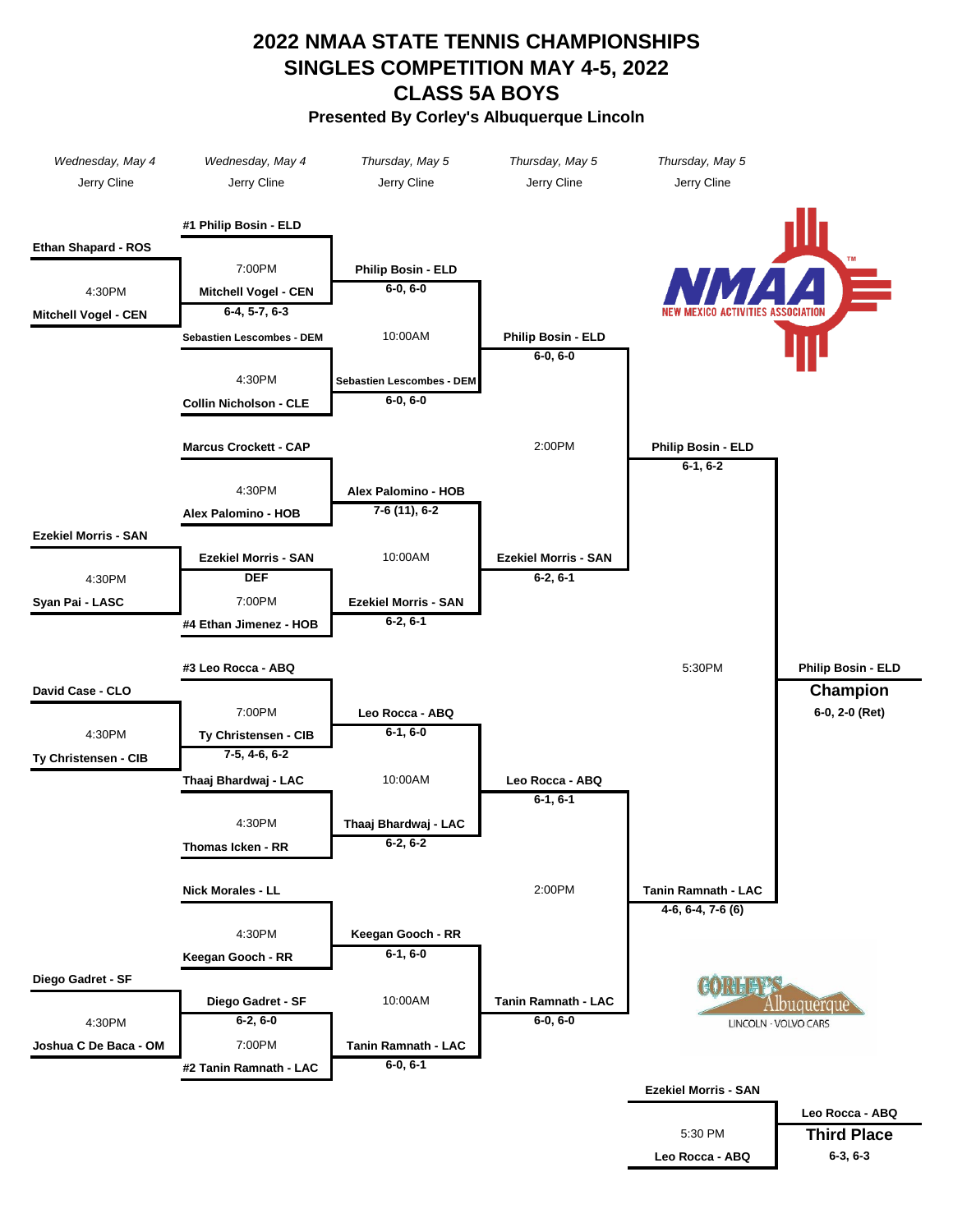# 2022 NMAA STATE TENNIS CHAMPIONSHIPS
# SINGLES COMPETITION MAY 4-5, 2022
# CLASS 5A BOYS

**Presented By Corley's Albuquerque Lincoln**

| Wednesday, May 4 | Wednesday, May 4 | Thursday, May 5 | Thursday, May 5 | Thursday, May 5 | |
|---|---|---|---|---|---|
| Jerry Cline | Jerry Cline | Jerry Cline | Jerry Cline | Jerry Cline | |

### Top Half

**Round 1 (4:30PM, Wednesday)**
- Ethan Shapard - ROS vs. Mitchell Vogel - CEN → **Mitchell Vogel - CEN**
- Syan Pai - LASC vs. Ezekiel Morris - SAN → **Ezekiel Morris - SAN** (DEF)

**Round of 16**
- #1 Philip Bosin - ELD vs. Mitchell Vogel - CEN (7:00PM) → Mitchell Vogel - CEN 6-4, 5-7, 6-3 (first round); **Philip Bosin - ELD** 6-0, 6-0
- Sebastien Lescombes - DEM vs. Collin Nicholson - CLE (4:30PM) → **Sebastien Lescombes - DEM** 6-0, 6-0
- Marcus Crockett - CAP vs. Alex Palomino - HOB (4:30PM) → **Alex Palomino - HOB** 7-6 (11), 6-2
- Ezekiel Morris - SAN vs. #4 Ethan Jimenez - HOB (7:00PM) → **Ezekiel Morris - SAN** 6-2, 6-1

**Quarterfinals (10:00AM)**
- Philip Bosin - ELD vs. Sebastien Lescombes - DEM → **Philip Bosin - ELD** 6-0, 6-0
- Alex Palomino - HOB vs. Ezekiel Morris - SAN → **Ezekiel Morris - SAN** 6-2, 6-1

**Semifinal (2:00PM)**
- Philip Bosin - ELD vs. Ezekiel Morris - SAN → **Philip Bosin - ELD** 6-1, 6-2

### Bottom Half

**Round 1 (4:30PM, Wednesday)**
- David Case - CLO vs. Ty Christensen - CIB → **Ty Christensen - CIB**
- Diego Gadret - SF vs. Joshua C De Baca - OM → **Diego Gadret - SF**

**Round of 16**
- #3 Leo Rocca - ABQ vs. Ty Christensen - CIB (7:00PM) → Ty Christensen - CIB 7-5, 4-6, 6-2 (first round); **Leo Rocca - ABQ** 6-1, 6-0
- Thaaj Bhardwaj - LAC vs. Thomas Icken - RR (4:30PM) → **Thaaj Bhardwaj - LAC** 6-2, 6-2
- Nick Morales - LL vs. Keegan Gooch - RR (4:30PM) → **Keegan Gooch - RR** 6-1, 6-0
- Diego Gadret - SF vs. #2 Tanin Ramnath - LAC (7:00PM) → Diego Gadret - SF 6-2, 6-0 (first round); **Tanin Ramnath - LAC** 6-0, 6-1

**Quarterfinals (10:00AM)**
- Leo Rocca - ABQ vs. Thaaj Bhardwaj - LAC → **Leo Rocca - ABQ** 6-1, 6-1
- Keegan Gooch - RR vs. Tanin Ramnath - LAC → **Tanin Ramnath - LAC** 6-0, 6-0

**Semifinal (2:00PM)**
- Leo Rocca - ABQ vs. Tanin Ramnath - LAC → **Tanin Ramnath - LAC** 4-6, 6-4, 7-6 (6)

### Final (5:30PM)
- Philip Bosin - ELD vs. Tanin Ramnath - LAC → **Philip Bosin - ELD**
- **Champion**
- 6-0, 2-0 (Ret)

### Third Place (5:30 PM)
- Ezekiel Morris - SAN vs. Leo Rocca - ABQ → **Leo Rocca - ABQ**
- **Third Place**
- 6-3, 6-3

NMAA NEW MEXICO ACTIVITIES ASSOCIATION

CORLEY'S Albuquerque LINCOLN · VOLVO CARS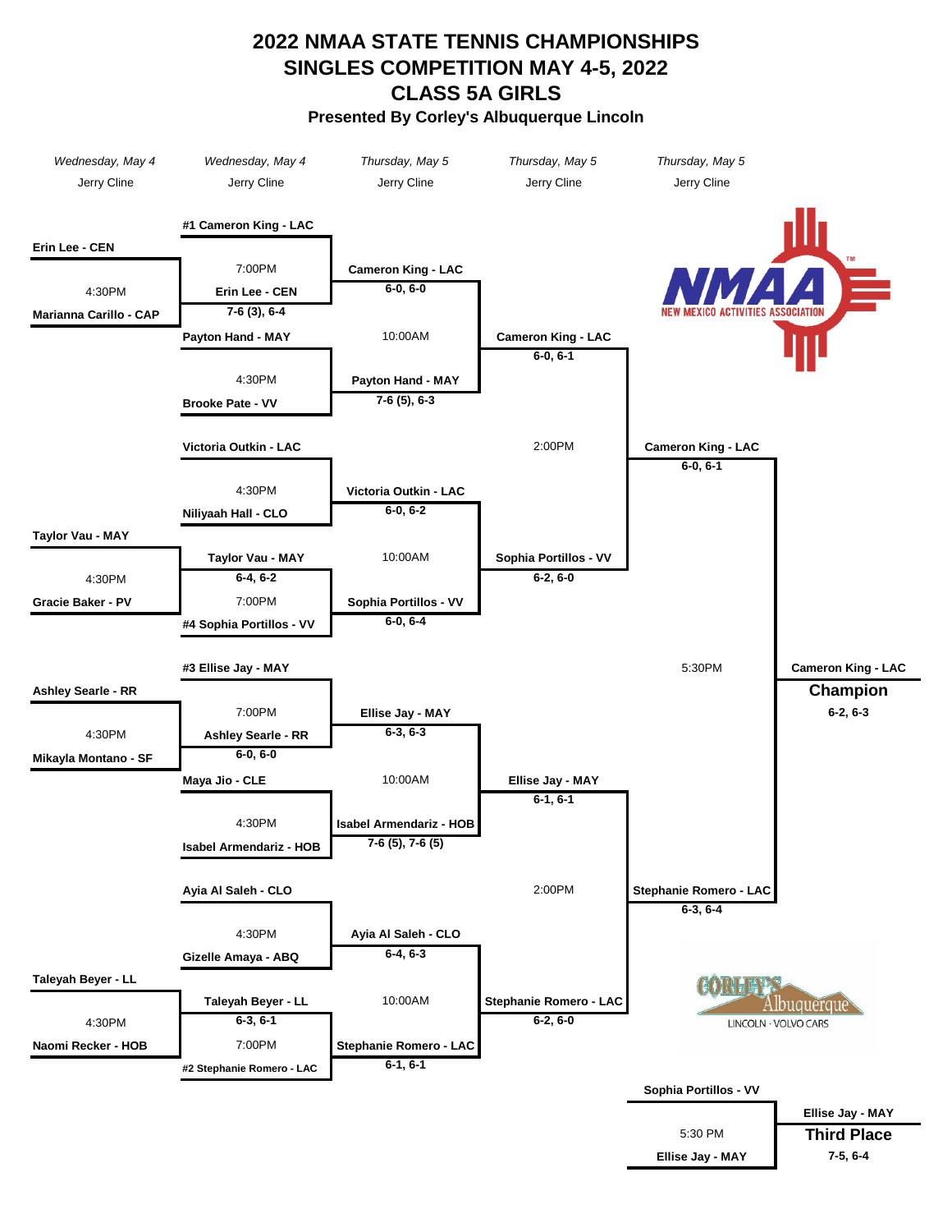# 2022 NMAA STATE TENNIS CHAMPIONSHIPS
# SINGLES COMPETITION MAY 4-5, 2022
# CLASS 5A GIRLS

**Presented By Corley's Albuquerque Lincoln**

| Wednesday, May 4 | Wednesday, May 4 | Thursday, May 5 | Thursday, May 5 | Thursday, May 5 |
|---|---|---|---|---|
| Jerry Cline | Jerry Cline | Jerry Cline | Jerry Cline | Jerry Cline |

## First Round (Wednesday, May 4 – 4:30PM)

- Erin Lee - CEN vs. Marianna Carillo - CAP (4:30PM) — **Erin Lee - CEN**, 7-6 (3), 6-4
- Payton Hand - MAY vs. Brooke Pate - VV (4:30PM) — **Payton Hand - MAY**, 7-6 (5), 6-3
- Victoria Outkin - LAC vs. Niliyaah Hall - CLO (4:30PM) — **Victoria Outkin - LAC**, 6-0, 6-2
- Taylor Vau - MAY vs. Gracie Baker - PV (4:30PM) — **Taylor Vau - MAY**, 6-4, 6-2
- Ashley Searle - RR vs. Mikayla Montano - SF (4:30PM) — **Ashley Searle - RR**, 6-0, 6-0
- Maya Jio - CLE vs. Isabel Armendariz - HOB (4:30PM) — **Isabel Armendariz - HOB**, 7-6 (5), 7-6 (5)
- Ayia Al Saleh - CLO vs. Gizelle Amaya - ABQ (4:30PM) — **Ayia Al Saleh - CLO**, 6-4, 6-3
- Taleyah Beyer - LL vs. Naomi Recker - HOB (4:30PM) — **Taleyah Beyer - LL**, 6-3, 6-1

## Second Round (Wednesday, May 4 – 7:00PM)

- #1 Cameron King - LAC vs. Erin Lee - CEN (7:00PM) — **Cameron King - LAC**, 6-0, 6-0
- Taylor Vau - MAY vs. #4 Sophia Portillos - VV (7:00PM) — **Sophia Portillos - VV**, 6-0, 6-4
- #3 Ellise Jay - MAY vs. Ashley Searle - RR (7:00PM) — **Ellise Jay - MAY**, 6-3, 6-3
- Taleyah Beyer - LL vs. #2 Stephanie Romero - LAC (7:00PM) — **Stephanie Romero - LAC**, 6-1, 6-1

## Quarterfinals (Thursday, May 5 – 10:00AM)

- Cameron King - LAC vs. Payton Hand - MAY (10:00AM) — **Cameron King - LAC**, 6-0, 6-1
- Victoria Outkin - LAC vs. Sophia Portillos - VV (10:00AM) — **Sophia Portillos - VV**, 6-2, 6-0
- Ellise Jay - MAY vs. Isabel Armendariz - HOB (10:00AM) — **Ellise Jay - MAY**, 6-1, 6-1
- Ayia Al Saleh - CLO vs. Stephanie Romero - LAC (10:00AM) — **Stephanie Romero - LAC**, 6-2, 6-0

## Semifinals (Thursday, May 5 – 2:00PM)

- Cameron King - LAC vs. Sophia Portillos - VV (2:00PM) — **Cameron King - LAC**, 6-0, 6-1
- Ellise Jay - MAY vs. Stephanie Romero - LAC (2:00PM) — **Stephanie Romero - LAC**, 6-3, 6-4

## Final (Thursday, May 5 – 5:30PM)

- Cameron King - LAC vs. Stephanie Romero - LAC (5:30PM) — **Cameron King - LAC — Champion**, 6-2, 6-3

## Third Place (5:30 PM)

- Sophia Portillos - VV vs. Ellise Jay - MAY (5:30 PM) — **Ellise Jay - MAY — Third Place**, 7-5, 6-4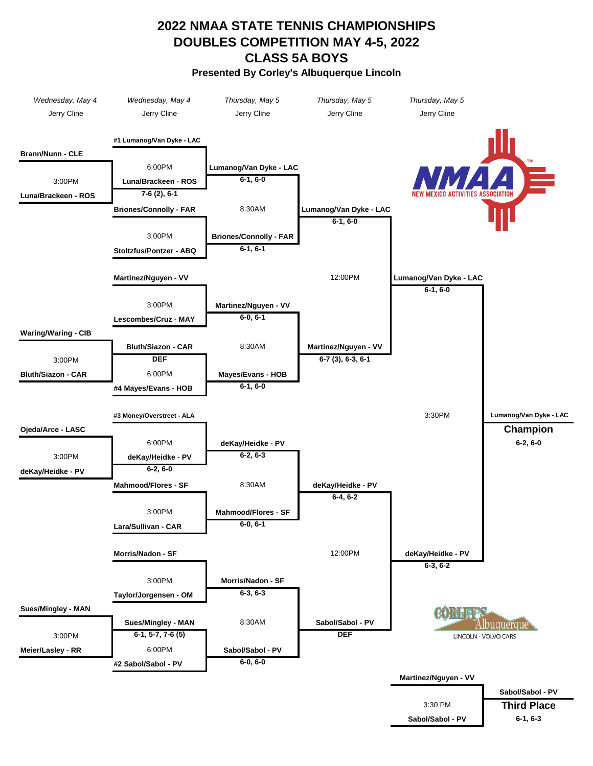# 2022 NMAA STATE TENNIS CHAMPIONSHIPS
# DOUBLES COMPETITION MAY 4-5, 2022
# CLASS 5A BOYS

**Presented By Corley's Albuquerque Lincoln**

| *Wednesday, May 4* | *Wednesday, May 4* | *Thursday, May 5* | *Thursday, May 5* | *Thursday, May 5* |
|---|---|---|---|---|
| Jerry Cline | Jerry Cline | Jerry Cline | Jerry Cline | Jerry Cline |

## Top Half

**Round 1 (Wednesday, May 4, 3:00PM)**
- Brann/Nunn - CLE vs. Luna/Brackeen - ROS → **Luna/Brackeen - ROS**
- Waring/Waring - CIB vs. Bluth/Siazon - CAR → **Bluth/Siazon - CAR**

**Round 2 (Wednesday, May 4)**
- 6:00PM: #1 Lumanog/Van Dyke - LAC vs. Luna/Brackeen - ROS (7-6 (2), 6-1) → **Lumanog/Van Dyke - LAC** 6-1, 6-0
- 3:00PM: Briones/Connolly - FAR vs. Stoltzfus/Pontzer - ABQ → **Briones/Connolly - FAR** 6-1, 6-1
- 3:00PM: Martinez/Nguyen - VV vs. Lescombes/Cruz - MAY → **Martinez/Nguyen - VV** 6-0, 6-1
- 6:00PM: Bluth/Siazon - CAR (DEF) vs. #4 Mayes/Evans - HOB → **Mayes/Evans - HOB** 6-1, 6-0

**Quarterfinals (Thursday, May 5, 8:30AM)**
- Lumanog/Van Dyke - LAC vs. Briones/Connolly - FAR → **Lumanog/Van Dyke - LAC** 6-1, 6-0
- Martinez/Nguyen - VV vs. Mayes/Evans - HOB → **Martinez/Nguyen - VV** 6-7 (3), 6-3, 6-1

**Semifinal (Thursday, May 5, 12:00PM)**
- Lumanog/Van Dyke - LAC vs. Martinez/Nguyen - VV → **Lumanog/Van Dyke - LAC** 6-1, 6-0

## Bottom Half

**Round 1 (Wednesday, May 4, 3:00PM)**
- Ojeda/Arce - LASC vs. deKay/Heidke - PV → **deKay/Heidke - PV**
- Sues/Mingley - MAN vs. Meier/Lasley - RR → **Sues/Mingley - MAN**

**Round 2 (Wednesday, May 4)**
- 6:00PM: #3 Money/Overstreet - ALA vs. deKay/Heidke - PV (6-2, 6-0) → **deKay/Heidke - PV** 6-2, 6-3
- 3:00PM: Mahmood/Flores - SF vs. Lara/Sullivan - CAR → **Mahmood/Flores - SF** 6-0, 6-1
- 3:00PM: Morris/Nadon - SF vs. Taylor/Jorgensen - OM → **Morris/Nadon - SF** 6-3, 6-3
- 6:00PM: Sues/Mingley - MAN (6-1, 5-7, 7-6 (5)) vs. #2 Sabol/Sabol - PV → **Sabol/Sabol - PV** 6-0, 6-0

**Quarterfinals (Thursday, May 5, 8:30AM)**
- deKay/Heidke - PV vs. Mahmood/Flores - SF → **deKay/Heidke - PV** 6-4, 6-2
- Morris/Nadon - SF vs. Sabol/Sabol - PV → **Sabol/Sabol - PV** DEF

**Semifinal (Thursday, May 5, 12:00PM)**
- deKay/Heidke - PV vs. Sabol/Sabol - PV → **deKay/Heidke - PV** 6-3, 6-2

## Final (Thursday, May 5, 3:30PM)

Lumanog/Van Dyke - LAC vs. deKay/Heidke - PV

**Champion: Lumanog/Van Dyke - LAC** 6-2, 6-0

## Third Place (3:30 PM)

Martinez/Nguyen - VV vs. Sabol/Sabol - PV

**Third Place: Sabol/Sabol - PV** 6-1, 6-3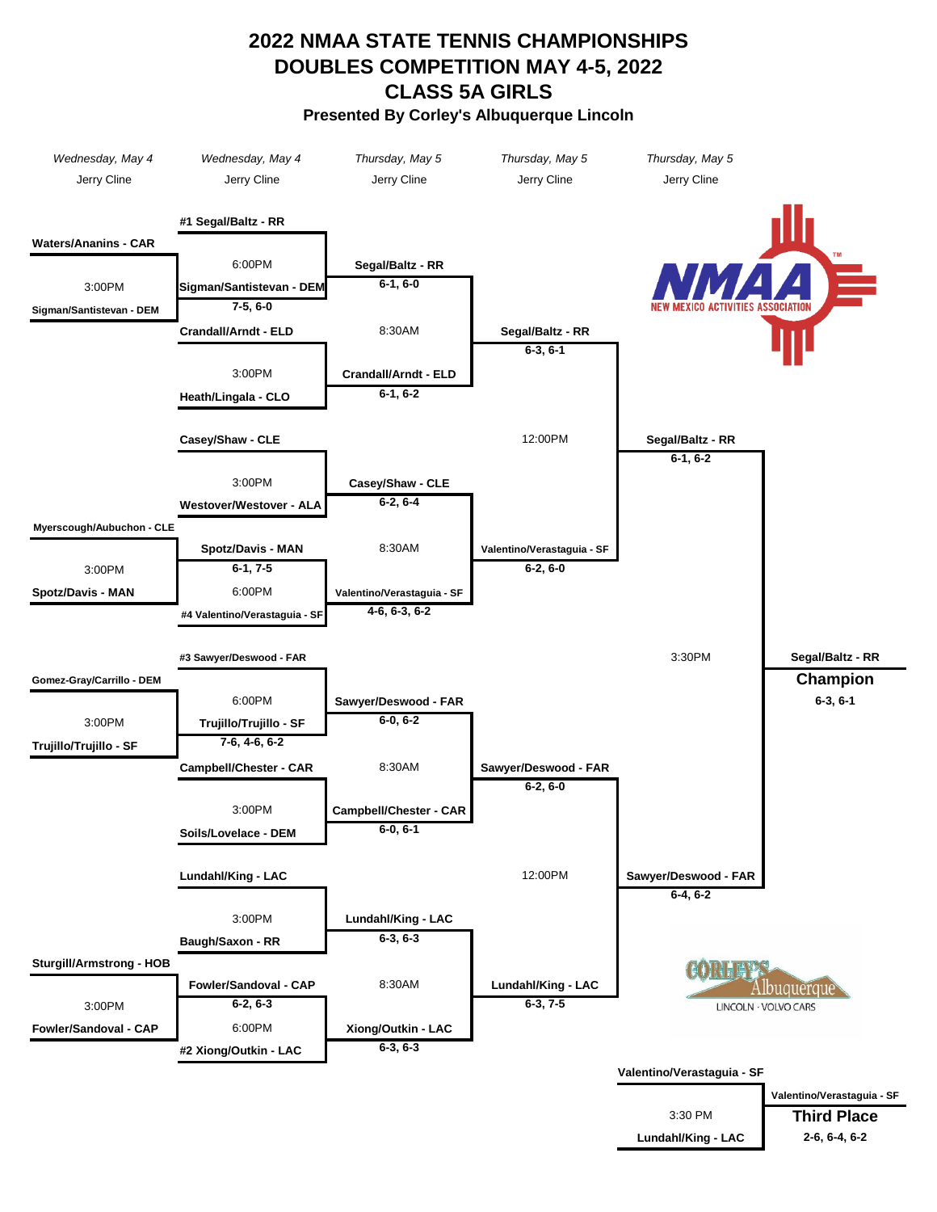# 2022 NMAA STATE TENNIS CHAMPIONSHIPS
# DOUBLES COMPETITION MAY 4-5, 2022
# CLASS 5A GIRLS

**Presented By Corley's Albuquerque Lincoln**

| Wednesday, May 4 | Wednesday, May 4 | Thursday, May 5 | Thursday, May 5 | Thursday, May 5 | |
|---|---|---|---|---|---|
| Jerry Cline | Jerry Cline | Jerry Cline | Jerry Cline | Jerry Cline | |

## Top Half

**First Round (Wednesday, May 4 – 3:00PM)**
- Waters/Ananins - CAR vs. Sigman/Santistevan - DEM → Sigman/Santistevan - DEM
- Myerscough/Aubuchon - CLE vs. Spotz/Davis - MAN → Spotz/Davis - MAN

**Second Round (Wednesday, May 4)**
- 6:00PM: #1 Segal/Baltz - RR vs. Sigman/Santistevan - DEM → **Segal/Baltz - RR** 6-1, 6-0
- 3:00PM: Crandall/Arndt - ELD vs. Heath/Lingala - CLO → **Crandall/Arndt - ELD** 6-1, 6-2
- 3:00PM: Casey/Shaw - CLE vs. Westover/Westover - ALA → **Casey/Shaw - CLE** 6-2, 6-4
- 6:00PM: Spotz/Davis - MAN (6-1, 7-5) vs. #4 Valentino/Verastaguia - SF → **Valentino/Verastaguia - SF** 4-6, 6-3, 6-2

Note: Sigman/Santistevan - DEM won first round 7-5, 6-0.

**Quarterfinals (Thursday, May 5 – 8:30AM)**
- Segal/Baltz - RR vs. Crandall/Arndt - ELD → **Segal/Baltz - RR** 6-3, 6-1
- Casey/Shaw - CLE vs. Valentino/Verastaguia - SF → **Valentino/Verastaguia - SF** 6-2, 6-0

**Semifinal (Thursday, May 5 – 12:00PM)**
- Segal/Baltz - RR vs. Valentino/Verastaguia - SF → **Segal/Baltz - RR** 6-1, 6-2

## Bottom Half

**First Round (Wednesday, May 4 – 3:00PM)**
- Gomez-Gray/Carrillo - DEM vs. Trujillo/Trujillo - SF → Trujillo/Trujillo - SF 7-6, 4-6, 6-2
- Sturgill/Armstrong - HOB vs. Fowler/Sandoval - CAP → Fowler/Sandoval - CAP 6-2, 6-3

**Second Round (Wednesday, May 4)**
- 6:00PM: #3 Sawyer/Deswood - FAR vs. Trujillo/Trujillo - SF → **Sawyer/Deswood - FAR** 6-0, 6-2
- 3:00PM: Campbell/Chester - CAR vs. Soils/Lovelace - DEM → **Campbell/Chester - CAR** 6-0, 6-1
- 3:00PM: Lundahl/King - LAC vs. Baugh/Saxon - RR → **Lundahl/King - LAC** 6-3, 6-3
- 6:00PM: Fowler/Sandoval - CAP vs. #2 Xiong/Outkin - LAC → **Xiong/Outkin - LAC** 6-3, 6-3

**Quarterfinals (Thursday, May 5 – 8:30AM)**
- Sawyer/Deswood - FAR vs. Campbell/Chester - CAR → **Sawyer/Deswood - FAR** 6-2, 6-0
- Lundahl/King - LAC vs. Xiong/Outkin - LAC → **Lundahl/King - LAC** 6-3, 7-5

**Semifinal (Thursday, May 5 – 12:00PM)**
- Sawyer/Deswood - FAR vs. Lundahl/King - LAC → **Sawyer/Deswood - FAR** 6-4, 6-2

## Final (3:30PM)

Segal/Baltz - RR vs. Sawyer/Deswood - FAR

**Segal/Baltz - RR**
**Champion**
6-3, 6-1

## Third Place (3:30 PM)

Valentino/Verastaguia - SF vs. Lundahl/King - LAC

**Valentino/Verastaguia - SF**
**Third Place**
2-6, 6-4, 6-2